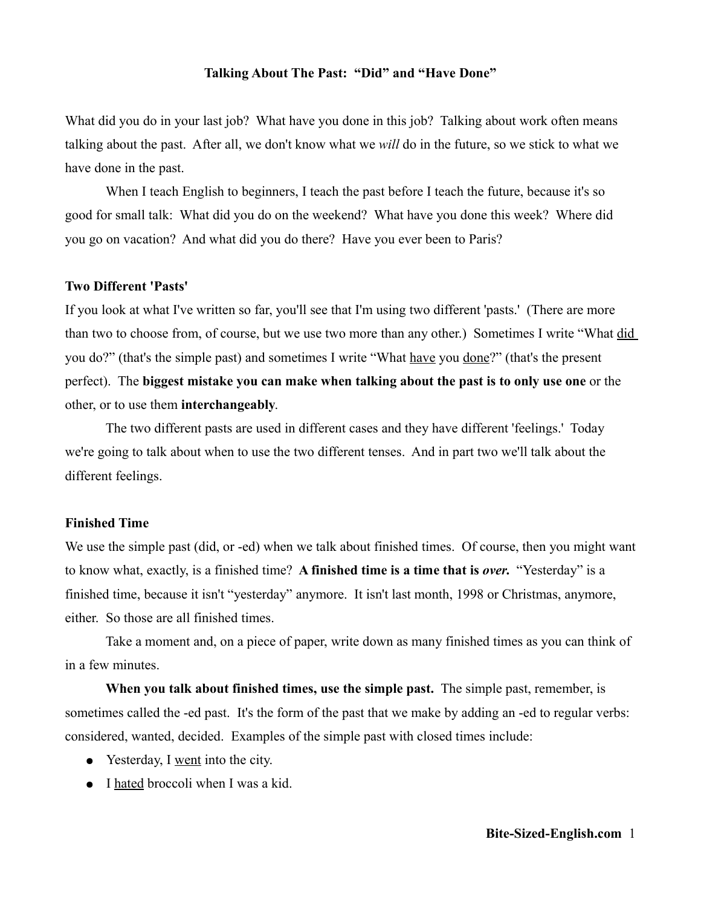# Talking About The Past: "Did" and "Have Done"

What did you do in your last job? What have you done in this job? Talking about work often means talking about the past. After all, we don't know what we *will* do in the future, so we stick to what we have done in the past.

When I teach English to beginners, I teach the past before I teach the future, because it's so good for small talk: What did you do on the weekend? What have you done this week? Where did you go on vacation? And what did you do there? Have you ever been to Paris?

## Two Different 'Pasts'

If you look at what I've written so far, you'll see that I'm using two different 'pasts.' (There are more than two to choose from, of course, but we use two more than any other.) Sometimes I write "What <u>did</u> you do?" (that's the simple past) and sometimes I write "What <u>have</u> you <u>done</u>?" (that's the present perfect). The **biggest mistake you can make when talking about the past is to only use one** or the other, or to use them **interchangeably**.

The two different pasts are used in different cases and they have different 'feelings.' Today we're going to talk about when to use the two different tenses. And in part two we'll talk about the different feelings.

## Finished Time

We use the simple past (did, or -ed) when we talk about finished times. Of course, then you might want to know what, exactly, is a finished time? **A finished time is a time that is *over.*** "Yesterday" is a finished time, because it isn't "yesterday" anymore. It isn't last month, 1998 or Christmas, anymore, either. So those are all finished times.

Take a moment and, on a piece of paper, write down as many finished times as you can think of in a few minutes.

**When you talk about finished times, use the simple past.** The simple past, remember, is sometimes called the -ed past. It's the form of the past that we make by adding an -ed to regular verbs: considered, wanted, decided. Examples of the simple past with closed times include:

- Yesterday, I <u>went</u> into the city.
- I <u>hated</u> broccoli when I was a kid.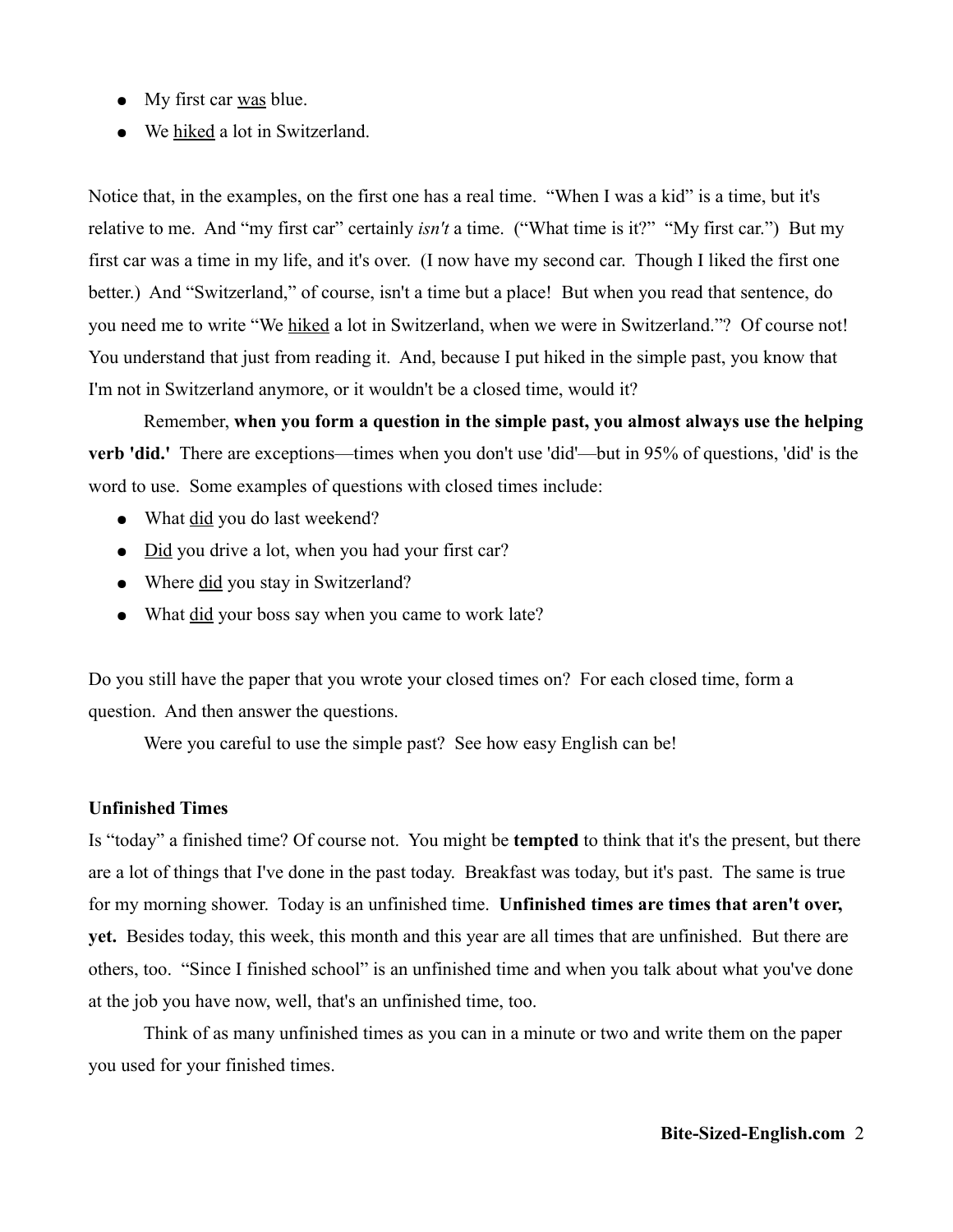- My first car <u>was</u> blue.
- We <u>hiked</u> a lot in Switzerland.

Notice that, in the examples, on the first one has a real time. "When I was a kid" is a time, but it's relative to me. And "my first car" certainly *isn't* a time. ("What time is it?" "My first car.") But my first car was a time in my life, and it's over. (I now have my second car. Though I liked the first one better.) And "Switzerland," of course, isn't a time but a place! But when you read that sentence, do you need me to write "We <u>hiked</u> a lot in Switzerland, when we were in Switzerland."? Of course not! You understand that just from reading it. And, because I put hiked in the simple past, you know that I'm not in Switzerland anymore, or it wouldn't be a closed time, would it?

Remember, **when you form a question in the simple past, you almost always use the helping verb 'did.'** There are exceptions—times when you don't use 'did'—but in 95% of questions, 'did' is the word to use. Some examples of questions with closed times include:

- What <u>did</u> you do last weekend?
- <u>Did</u> you drive a lot, when you had your first car?
- Where <u>did</u> you stay in Switzerland?
- What <u>did</u> your boss say when you came to work late?

Do you still have the paper that you wrote your closed times on? For each closed time, form a question. And then answer the questions.

Were you careful to use the simple past? See how easy English can be!

**Unfinished Times**

Is "today" a finished time? Of course not. You might be **tempted** to think that it's the present, but there are a lot of things that I've done in the past today. Breakfast was today, but it's past. The same is true for my morning shower. Today is an unfinished time. **Unfinished times are times that aren't over, yet.** Besides today, this week, this month and this year are all times that are unfinished. But there are others, too. "Since I finished school" is an unfinished time and when you talk about what you've done at the job you have now, well, that's an unfinished time, too.

Think of as many unfinished times as you can in a minute or two and write them on the paper you used for your finished times.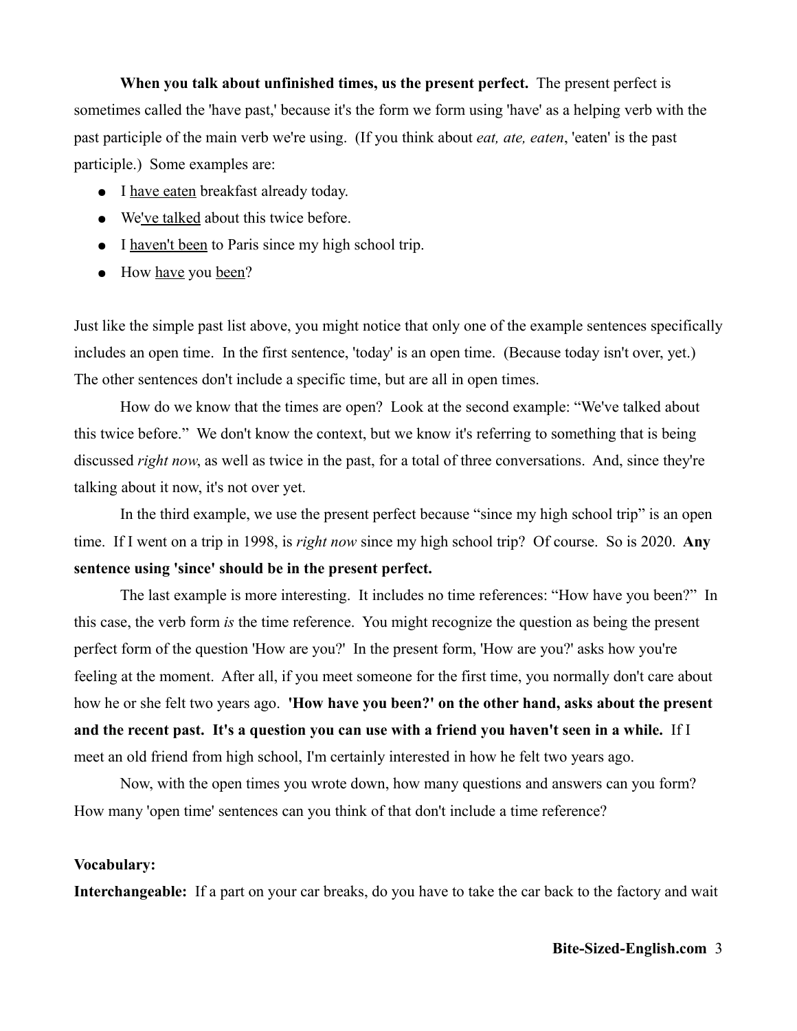**When you talk about unfinished times, us the present perfect.** The present perfect is sometimes called the 'have past,' because it's the form we form using 'have' as a helping verb with the past participle of the main verb we're using. (If you think about *eat, ate, eaten*, 'eaten' is the past participle.) Some examples are:

- I <u>have eaten</u> breakfast already today.
- We<u>'ve talked</u> about this twice before.
- I <u>haven't been</u> to Paris since my high school trip.
- How <u>have</u> you <u>been</u>?

Just like the simple past list above, you might notice that only one of the example sentences specifically includes an open time. In the first sentence, 'today' is an open time. (Because today isn't over, yet.) The other sentences don't include a specific time, but are all in open times.

How do we know that the times are open? Look at the second example: "We've talked about this twice before." We don't know the context, but we know it's referring to something that is being discussed *right now*, as well as twice in the past, for a total of three conversations. And, since they're talking about it now, it's not over yet.

In the third example, we use the present perfect because "since my high school trip" is an open time. If I went on a trip in 1998, is *right now* since my high school trip? Of course. So is 2020. **Any sentence using 'since' should be in the present perfect.**

The last example is more interesting. It includes no time references: "How have you been?" In this case, the verb form *is* the time reference. You might recognize the question as being the present perfect form of the question 'How are you?' In the present form, 'How are you?' asks how you're feeling at the moment. After all, if you meet someone for the first time, you normally don't care about how he or she felt two years ago. **'How have you been?' on the other hand, asks about the present and the recent past. It's a question you can use with a friend you haven't seen in a while.** If I meet an old friend from high school, I'm certainly interested in how he felt two years ago.

Now, with the open times you wrote down, how many questions and answers can you form? How many 'open time' sentences can you think of that don't include a time reference?

**Vocabulary:**

**Interchangeable:** If a part on your car breaks, do you have to take the car back to the factory and wait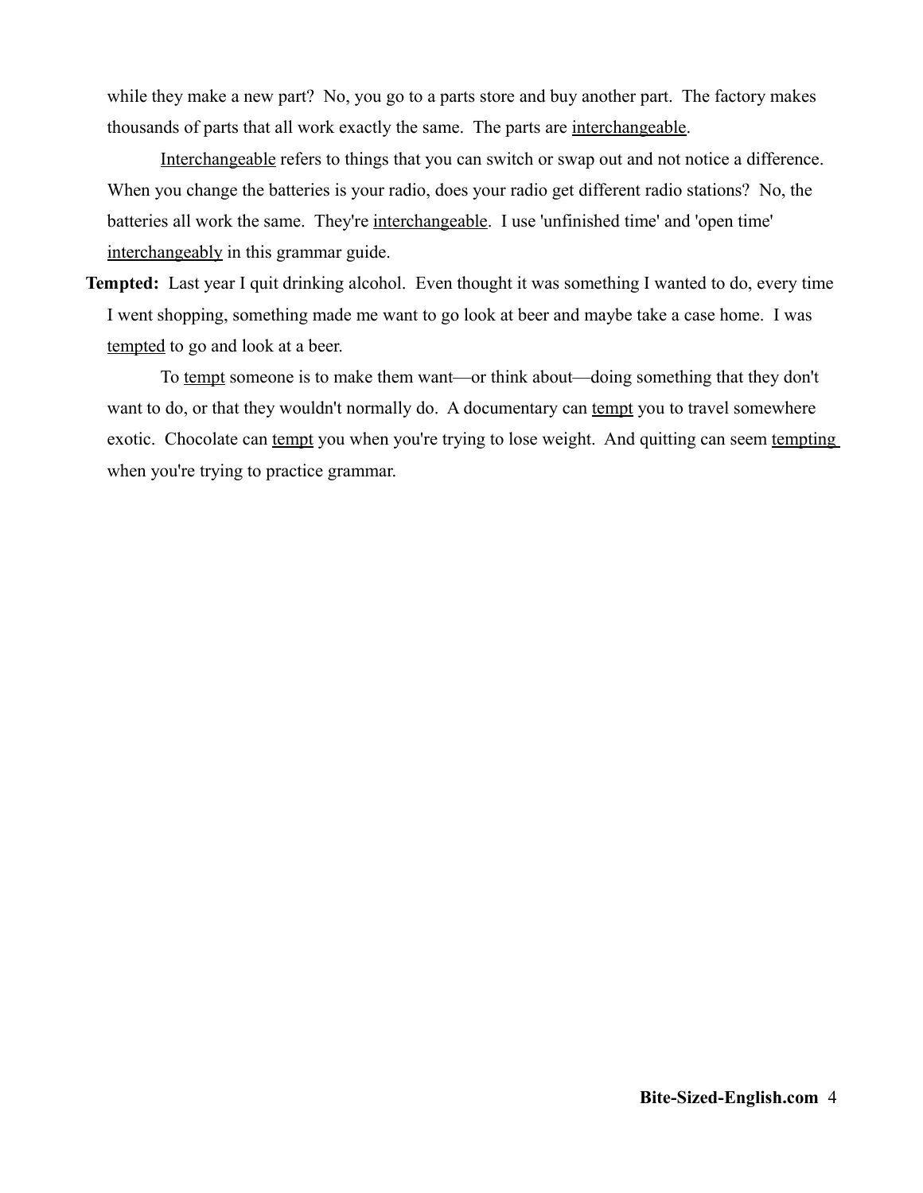while they make a new part? No, you go to a parts store and buy another part. The factory makes thousands of parts that all work exactly the same. The parts are <u>interchangeable</u>.

<u>Interchangeable</u> refers to things that you can switch or swap out and not notice a difference. When you change the batteries is your radio, does your radio get different radio stations? No, the batteries all work the same. They're <u>interchangeable</u>. I use 'unfinished time' and 'open time' <u>interchangeably</u> in this grammar guide.

**Tempted:** Last year I quit drinking alcohol. Even thought it was something I wanted to do, every time I went shopping, something made me want to go look at beer and maybe take a case home. I was <u>tempted</u> to go and look at a beer.

To <u>tempt</u> someone is to make them want—or think about—doing something that they don't want to do, or that they wouldn't normally do. A documentary can <u>tempt</u> you to travel somewhere exotic. Chocolate can <u>tempt</u> you when you're trying to lose weight. And quitting can seem <u>tempting</u> when you're trying to practice grammar.